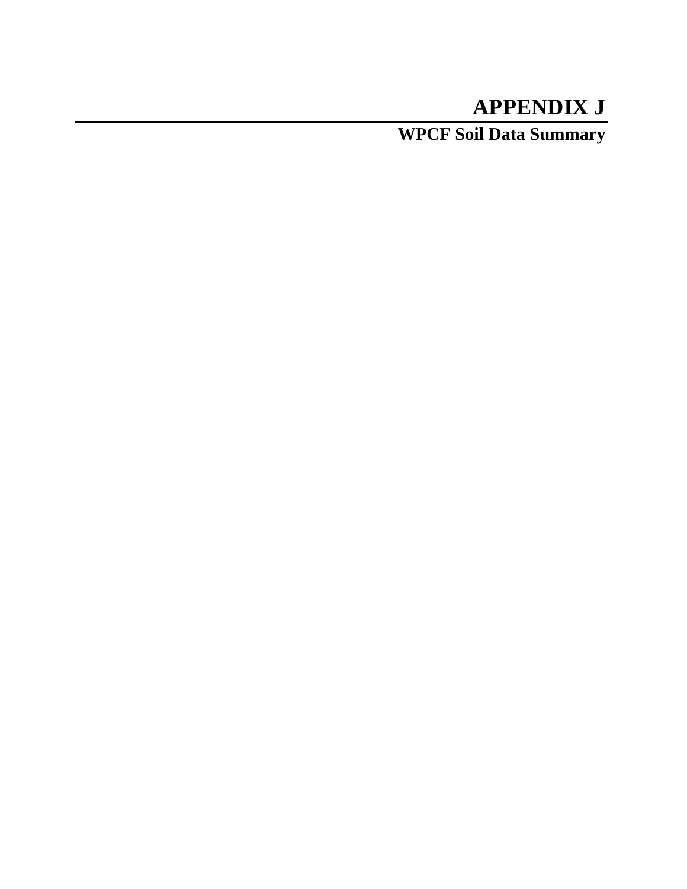# APPENDIX J

## WPCF Soil Data Summary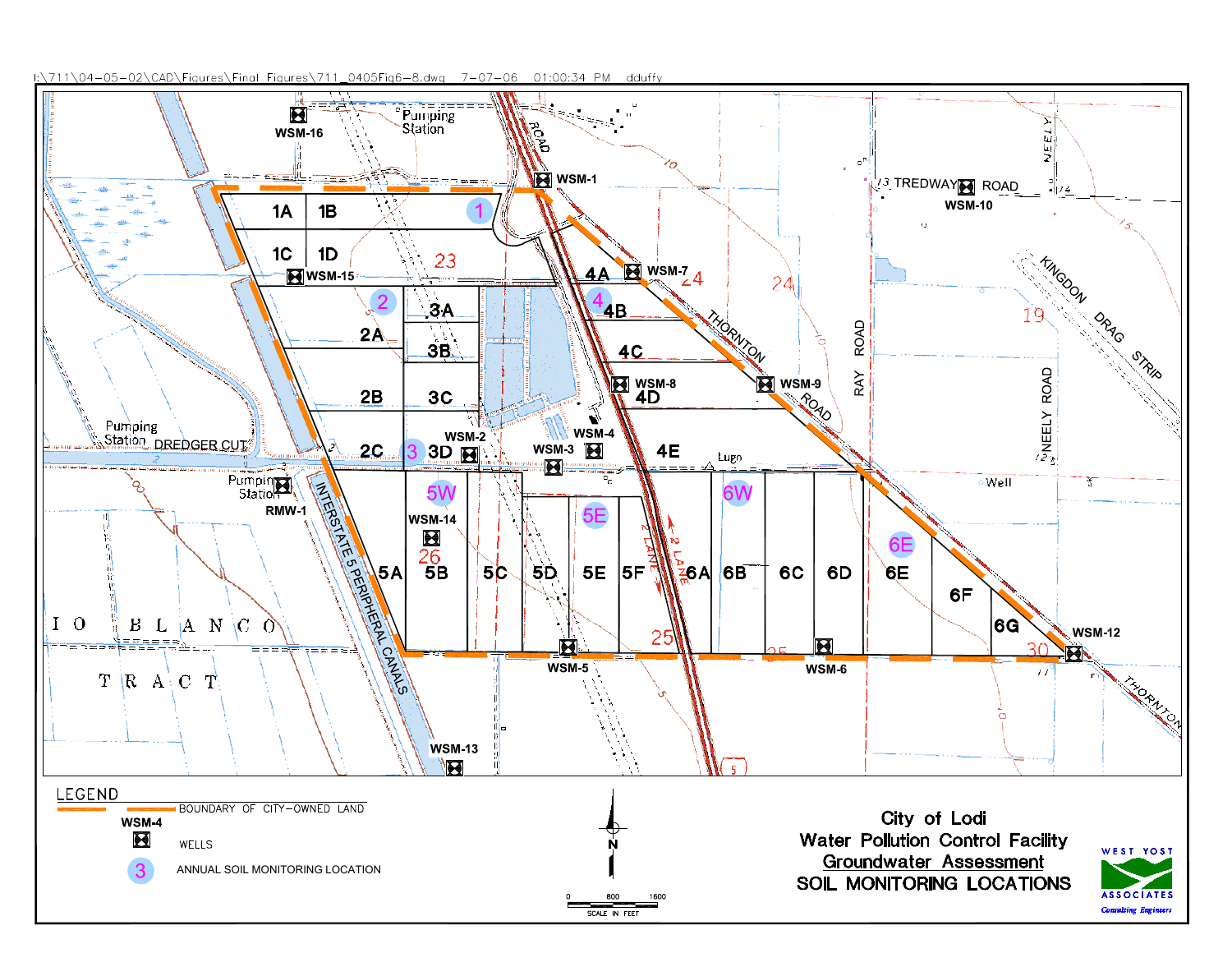I:\711\04-05-02\CAD\Figures\Final Figures\711_0405Fig6-8.dwg 7-07-06 01:00:34 PM dduffy

WSM-16 Pumping Station ROAD WSM-1 TREDWAY ROAD WSM-10 NEELY

1A 1B 1 1C 1D 23 WSM-15 4A WSM-7 24 24 KINGDON DRAG STRIP 19

2 3A 4 4B THORNTON 2A 3B 4C RAY ROAD NEELY ROAD

2B 3C WSM-8 4D WSM-9 ROAD

Pumping Station DREDGER CUT WSM-2 WSM-4 2C 3 3D WSM-3 4E Lugo

Pumping Station RMW-1 5W 6W Well 5E 6E WSM-14 26

INTERSTATE 5 PERIPHERAL CANALS 5A 5B 5C 5D 5E 5F 2 LANE 6A 6B 6C 6D 6E 6F 6G WSM-12

RIO BLANCO TRACT 25 25 30 WSM-5 WSM-6 THORNTON

WSM-13

## LEGEND

- BOUNDARY OF CITY-OWNED LAND
- WSM-4 WELLS
- 3 ANNUAL SOIL MONITORING LOCATION

N

0 800 1600
SCALE IN FEET

**City of Lodi**
**Water Pollution Control Facility**
**Groundwater Assessment**
**SOIL MONITORING LOCATIONS**

WEST YOST ASSOCIATES
*Consulting Engineers*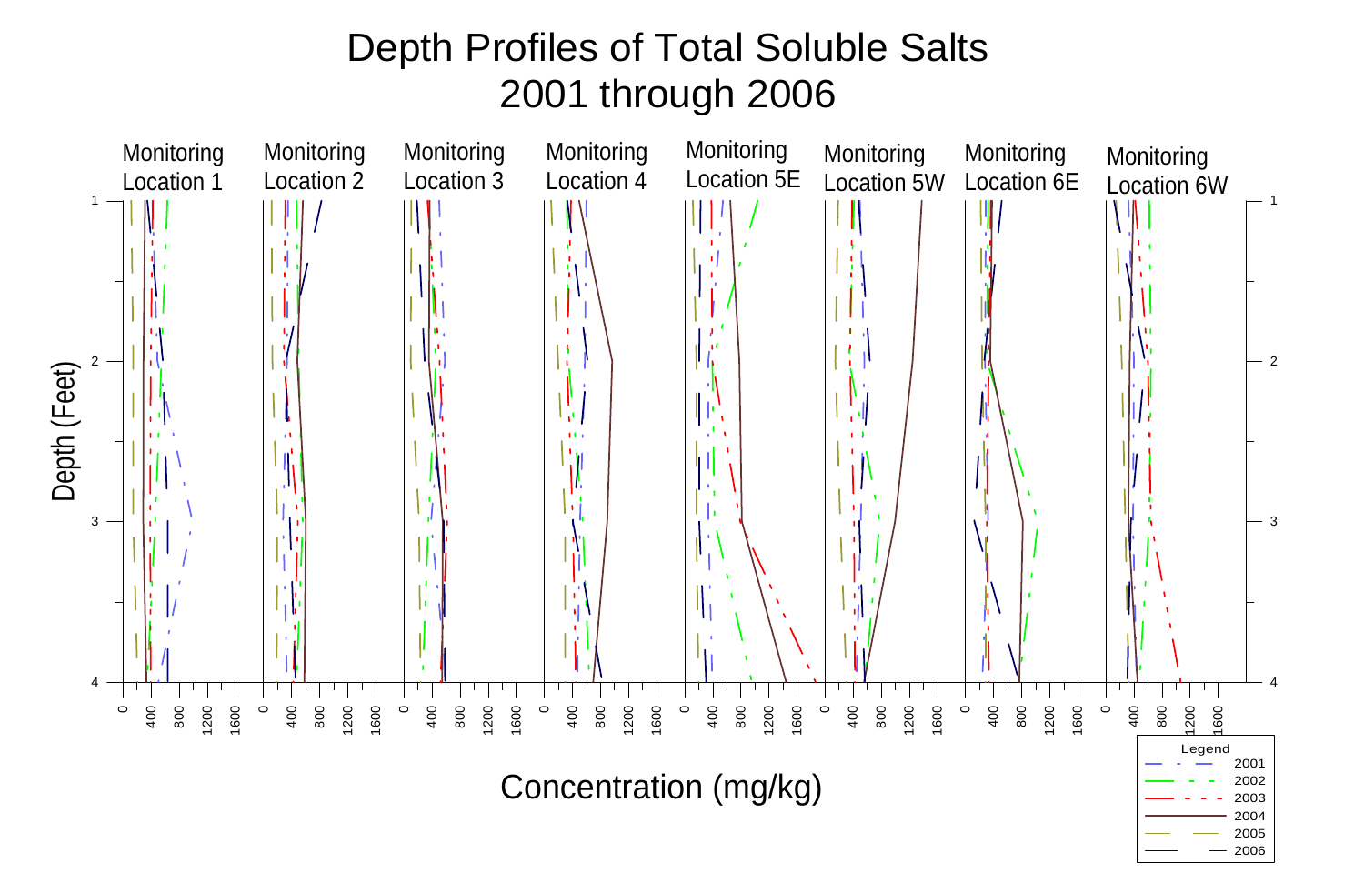# Depth Profiles of Total Soluble Salts 2001 through 2006

Monitoring Location 1

Monitoring Location 2

Monitoring Location 3

Monitoring Location 4

Monitoring Location 5E

Monitoring Location 5W

Monitoring Location 6E

Monitoring Location 6W

Depth (Feet)

1

2

3

4

0 400 800 1200 1600

Concentration (mg/kg)

Legend

- 2001
- 2002
- 2003
- 2004
- 2005
- 2006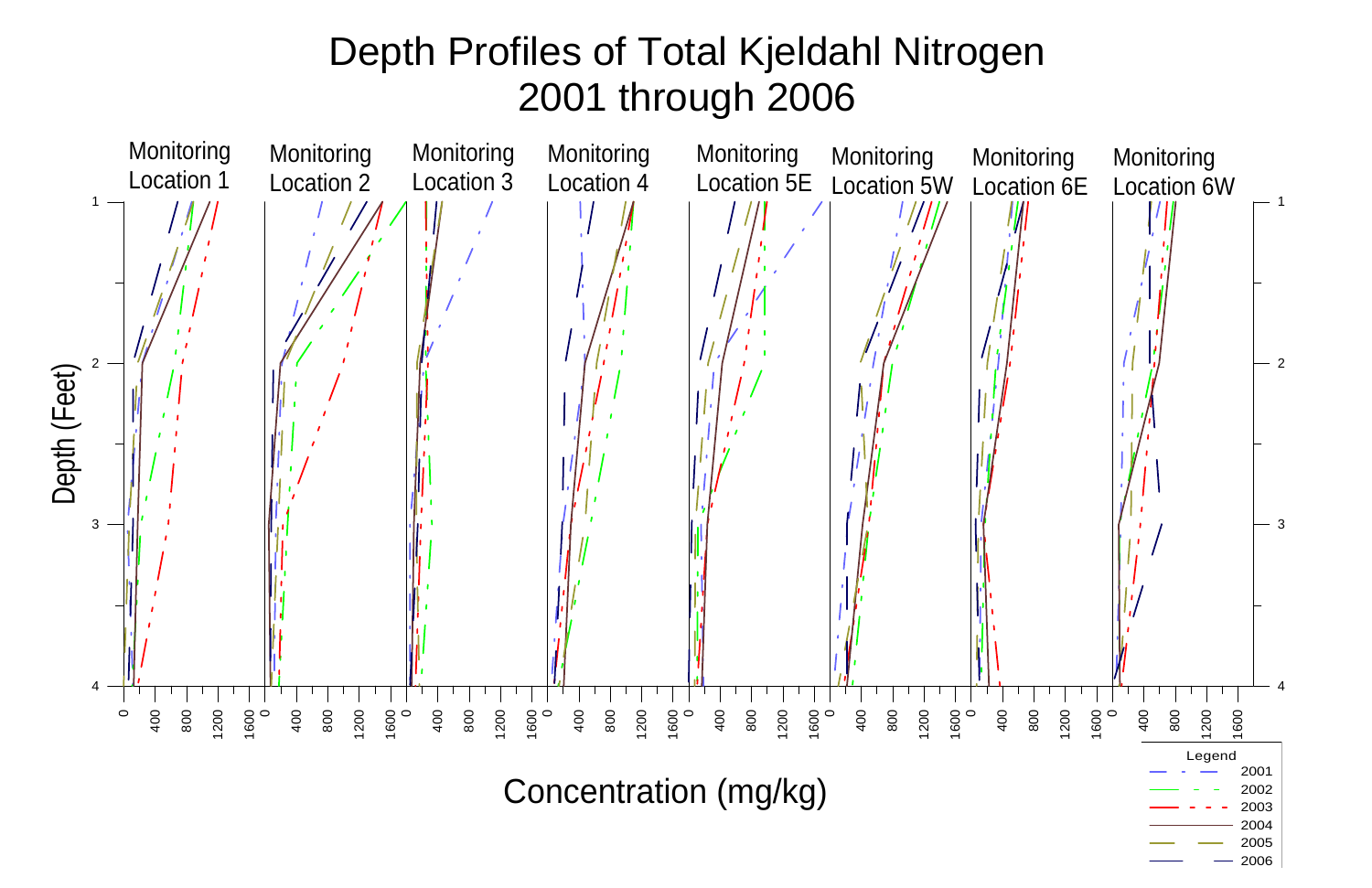# Depth Profiles of Total Kjeldahl Nitrogen
# 2001 through 2006

Monitoring Location 1 | Monitoring Location 2 | Monitoring Location 3 | Monitoring Location 4 | Monitoring Location 5E | Monitoring Location 5W | Monitoring Location 6E | Monitoring Location 6W

Depth (Feet)

Concentration (mg/kg)

Legend
- 2001
- 2002
- 2003
- 2004
- 2005
- 2006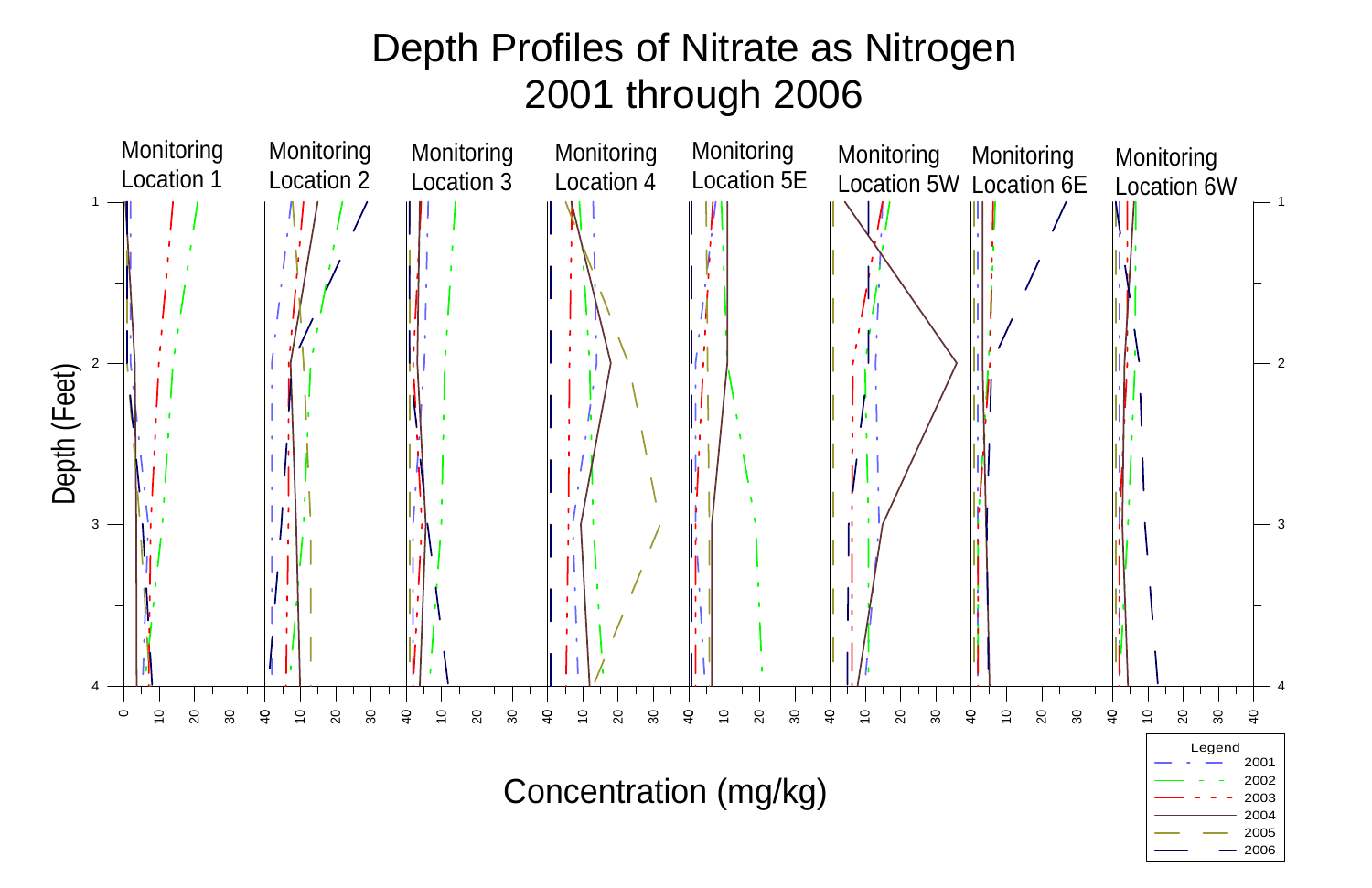# Depth Profiles of Nitrate as Nitrogen
## 2001 through 2006

Monitoring Location 1 | Monitoring Location 2 | Monitoring Location 3 | Monitoring Location 4 | Monitoring Location 5E | Monitoring Location 5W | Monitoring Location 6E | Monitoring Location 6W

Depth (Feet)

Concentration (mg/kg)

Legend
- 2001
- 2002
- 2003
- 2004
- 2005
- 2006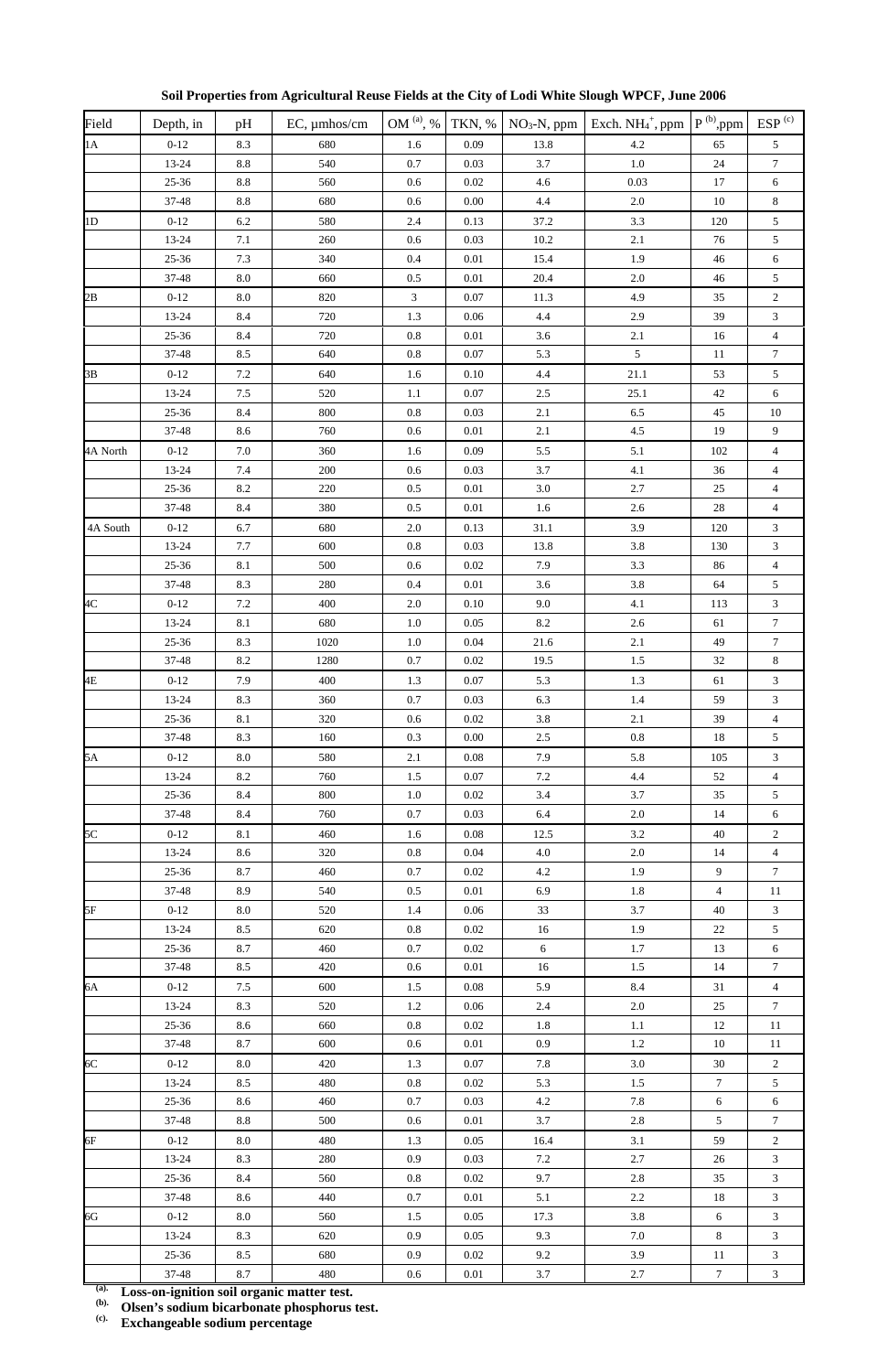**Soil Properties from Agricultural Reuse Fields at the City of Lodi White Slough WPCF, June 2006**

| Field | Depth, in | pH | EC, μmhos/cm | OM [(a)], % | TKN, % | $NO_3$-N, ppm | Exch. $NH_4^+$, ppm | P [(b)],ppm | ESP [(c)] |
|---|---|---|---|---|---|---|---|---|---|
| 1A | 0-12 | 8.3 | 680 | 1.6 | 0.09 | 13.8 | 4.2 | 65 | 5 |
| | 13-24 | 8.8 | 540 | 0.7 | 0.03 | 3.7 | 1.0 | 24 | 7 |
| | 25-36 | 8.8 | 560 | 0.6 | 0.02 | 4.6 | 0.03 | 17 | 6 |
| | 37-48 | 8.8 | 680 | 0.6 | 0.00 | 4.4 | 2.0 | 10 | 8 |
| 1D | 0-12 | 6.2 | 580 | 2.4 | 0.13 | 37.2 | 3.3 | 120 | 5 |
| | 13-24 | 7.1 | 260 | 0.6 | 0.03 | 10.2 | 2.1 | 76 | 5 |
| | 25-36 | 7.3 | 340 | 0.4 | 0.01 | 15.4 | 1.9 | 46 | 6 |
| | 37-48 | 8.0 | 660 | 0.5 | 0.01 | 20.4 | 2.0 | 46 | 5 |
| 2B | 0-12 | 8.0 | 820 | 3 | 0.07 | 11.3 | 4.9 | 35 | 2 |
| | 13-24 | 8.4 | 720 | 1.3 | 0.06 | 4.4 | 2.9 | 39 | 3 |
| | 25-36 | 8.4 | 720 | 0.8 | 0.01 | 3.6 | 2.1 | 16 | 4 |
| | 37-48 | 8.5 | 640 | 0.8 | 0.07 | 5.3 | 5 | 11 | 7 |
| 3B | 0-12 | 7.2 | 640 | 1.6 | 0.10 | 4.4 | 21.1 | 53 | 5 |
| | 13-24 | 7.5 | 520 | 1.1 | 0.07 | 2.5 | 25.1 | 42 | 6 |
| | 25-36 | 8.4 | 800 | 0.8 | 0.03 | 2.1 | 6.5 | 45 | 10 |
| | 37-48 | 8.6 | 760 | 0.6 | 0.01 | 2.1 | 4.5 | 19 | 9 |
| 4A North | 0-12 | 7.0 | 360 | 1.6 | 0.09 | 5.5 | 5.1 | 102 | 4 |
| | 13-24 | 7.4 | 200 | 0.6 | 0.03 | 3.7 | 4.1 | 36 | 4 |
| | 25-36 | 8.2 | 220 | 0.5 | 0.01 | 3.0 | 2.7 | 25 | 4 |
| | 37-48 | 8.4 | 380 | 0.5 | 0.01 | 1.6 | 2.6 | 28 | 4 |
| 4A South | 0-12 | 6.7 | 680 | 2.0 | 0.13 | 31.1 | 3.9 | 120 | 3 |
| | 13-24 | 7.7 | 600 | 0.8 | 0.03 | 13.8 | 3.8 | 130 | 3 |
| | 25-36 | 8.1 | 500 | 0.6 | 0.02 | 7.9 | 3.3 | 86 | 4 |
| | 37-48 | 8.3 | 280 | 0.4 | 0.01 | 3.6 | 3.8 | 64 | 5 |
| 4C | 0-12 | 7.2 | 400 | 2.0 | 0.10 | 9.0 | 4.1 | 113 | 3 |
| | 13-24 | 8.1 | 680 | 1.0 | 0.05 | 8.2 | 2.6 | 61 | 7 |
| | 25-36 | 8.3 | 1020 | 1.0 | 0.04 | 21.6 | 2.1 | 49 | 7 |
| | 37-48 | 8.2 | 1280 | 0.7 | 0.02 | 19.5 | 1.5 | 32 | 8 |
| 4E | 0-12 | 7.9 | 400 | 1.3 | 0.07 | 5.3 | 1.3 | 61 | 3 |
| | 13-24 | 8.3 | 360 | 0.7 | 0.03 | 6.3 | 1.4 | 59 | 3 |
| | 25-36 | 8.1 | 320 | 0.6 | 0.02 | 3.8 | 2.1 | 39 | 4 |
| | 37-48 | 8.3 | 160 | 0.3 | 0.00 | 2.5 | 0.8 | 18 | 5 |
| 5A | 0-12 | 8.0 | 580 | 2.1 | 0.08 | 7.9 | 5.8 | 105 | 3 |
| | 13-24 | 8.2 | 760 | 1.5 | 0.07 | 7.2 | 4.4 | 52 | 4 |
| | 25-36 | 8.4 | 800 | 1.0 | 0.02 | 3.4 | 3.7 | 35 | 5 |
| | 37-48 | 8.4 | 760 | 0.7 | 0.03 | 6.4 | 2.0 | 14 | 6 |
| 5C | 0-12 | 8.1 | 460 | 1.6 | 0.08 | 12.5 | 3.2 | 40 | 2 |
| | 13-24 | 8.6 | 320 | 0.8 | 0.04 | 4.0 | 2.0 | 14 | 4 |
| | 25-36 | 8.7 | 460 | 0.7 | 0.02 | 4.2 | 1.9 | 9 | 7 |
| | 37-48 | 8.9 | 540 | 0.5 | 0.01 | 6.9 | 1.8 | 4 | 11 |
| 5F | 0-12 | 8.0 | 520 | 1.4 | 0.06 | 33 | 3.7 | 40 | 3 |
| | 13-24 | 8.5 | 620 | 0.8 | 0.02 | 16 | 1.9 | 22 | 5 |
| | 25-36 | 8.7 | 460 | 0.7 | 0.02 | 6 | 1.7 | 13 | 6 |
| | 37-48 | 8.5 | 420 | 0.6 | 0.01 | 16 | 1.5 | 14 | 7 |
| 6A | 0-12 | 7.5 | 600 | 1.5 | 0.08 | 5.9 | 8.4 | 31 | 4 |
| | 13-24 | 8.3 | 520 | 1.2 | 0.06 | 2.4 | 2.0 | 25 | 7 |
| | 25-36 | 8.6 | 660 | 0.8 | 0.02 | 1.8 | 1.1 | 12 | 11 |
| | 37-48 | 8.7 | 600 | 0.6 | 0.01 | 0.9 | 1.2 | 10 | 11 |
| 6C | 0-12 | 8.0 | 420 | 1.3 | 0.07 | 7.8 | 3.0 | 30 | 2 |
| | 13-24 | 8.5 | 480 | 0.8 | 0.02 | 5.3 | 1.5 | 7 | 5 |
| | 25-36 | 8.6 | 460 | 0.7 | 0.03 | 4.2 | 7.8 | 6 | 6 |
| | 37-48 | 8.8 | 500 | 0.6 | 0.01 | 3.7 | 2.8 | 5 | 7 |
| 6F | 0-12 | 8.0 | 480 | 1.3 | 0.05 | 16.4 | 3.1 | 59 | 2 |
| | 13-24 | 8.3 | 280 | 0.9 | 0.03 | 7.2 | 2.7 | 26 | 3 |
| | 25-36 | 8.4 | 560 | 0.8 | 0.02 | 9.7 | 2.8 | 35 | 3 |
| | 37-48 | 8.6 | 440 | 0.7 | 0.01 | 5.1 | 2.2 | 18 | 3 |
| 6G | 0-12 | 8.0 | 560 | 1.5 | 0.05 | 17.3 | 3.8 | 6 | 3 |
| | 13-24 | 8.3 | 620 | 0.9 | 0.05 | 9.3 | 7.0 | 8 | 3 |
| | 25-36 | 8.5 | 680 | 0.9 | 0.02 | 9.2 | 3.9 | 11 | 3 |
| | 37-48 | 8.7 | 480 | 0.6 | 0.01 | 3.7 | 2.7 | 7 | 3 |

[(a).] **Loss-on-ignition soil organic matter test.**
[(b).] **Olsen's sodium bicarbonate phosphorus test.**
[(c).] **Exchangeable sodium percentage**